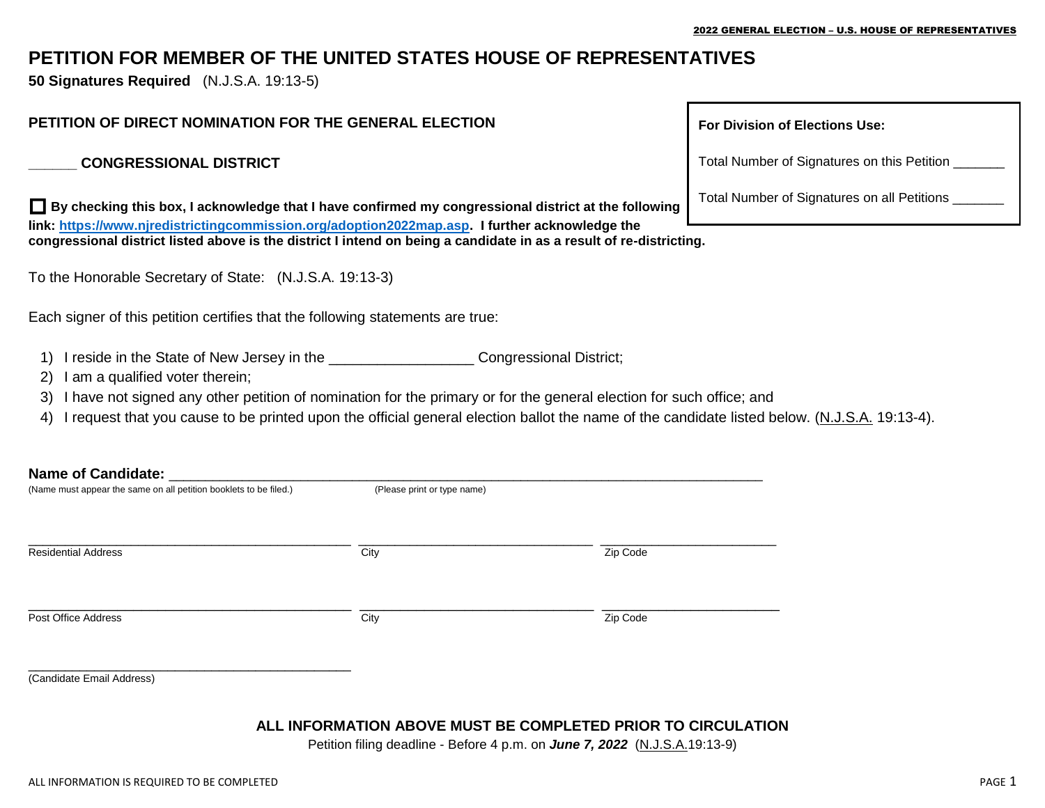# PETITION FOR MEMBER OF THE UNITED STATES HOUSE OF REPRESENTATIVES

**50 Signatures Required** (N.J.S.A. 19:13-5)

**PETITION OF DIRECT NOMINATION FOR THE GENERAL ELECTION**

**______ CONGRESSIONAL DISTRICT**

| For Division of Elections Use: |
|---|
| Total Number of Signatures on this Petition _______ |
| Total Number of Signatures on all Petitions _______ |

☐ **By checking this box, I acknowledge that I have confirmed my congressional district at the following link: https://www.njredistrictingcommission.org/adoption2022map.asp. I further acknowledge the congressional district listed above is the district I intend on being a candidate in as a result of re-districting.**

To the Honorable Secretary of State: (N.J.S.A. 19:13-3)

Each signer of this petition certifies that the following statements are true:

1) I reside in the State of New Jersey in the _________________ Congressional District;
2) I am a qualified voter therein;
3) I have not signed any other petition of nomination for the primary or for the general election for such office; and
4) I request that you cause to be printed upon the official general election ballot the name of the candidate listed below. (N.J.S.A. 19:13-4).

**Name of Candidate:** ______________________________________________________________________

(Name must appear the same on all petition booklets to be filed.) (Please print or type name)

_____________________________________ _____________________________ _____________________

Residential Address City Zip Code

_____________________________________ _____________________________ _____________________

Post Office Address City Zip Code

_____________________________________

(Candidate Email Address)

**ALL INFORMATION ABOVE MUST BE COMPLETED PRIOR TO CIRCULATION**

Petition filing deadline - Before 4 p.m. on ***June 7, 2022*** (N.J.S.A.19:13-9)

ALL INFORMATION IS REQUIRED TO BE COMPLETED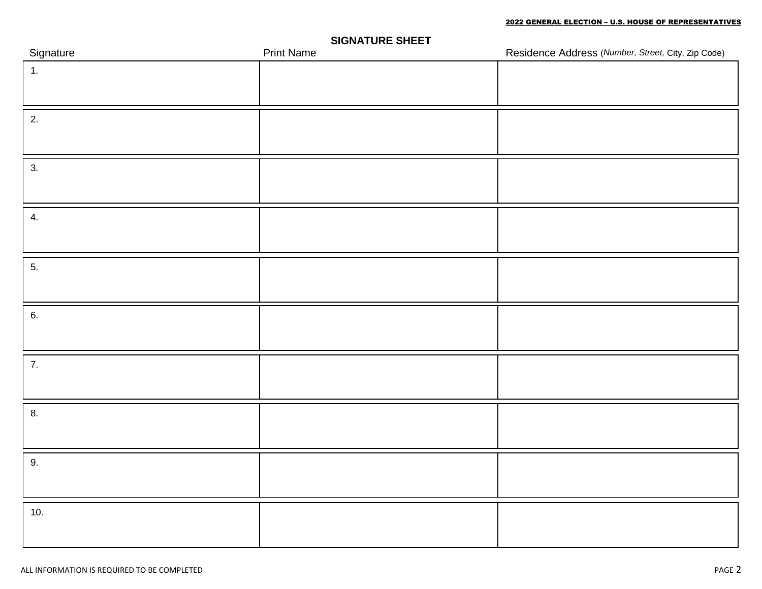## SIGNATURE SHEET

| Signature | Print Name | Residence Address (*Number, Street,* City, Zip Code) |
|---|---|---|
| 1. | | |
| 2. | | |
| 3. | | |
| 4. | | |
| 5. | | |
| 6. | | |
| 7. | | |
| 8. | | |
| 9. | | |
| 10. | | |

ALL INFORMATION IS REQUIRED TO BE COMPLETED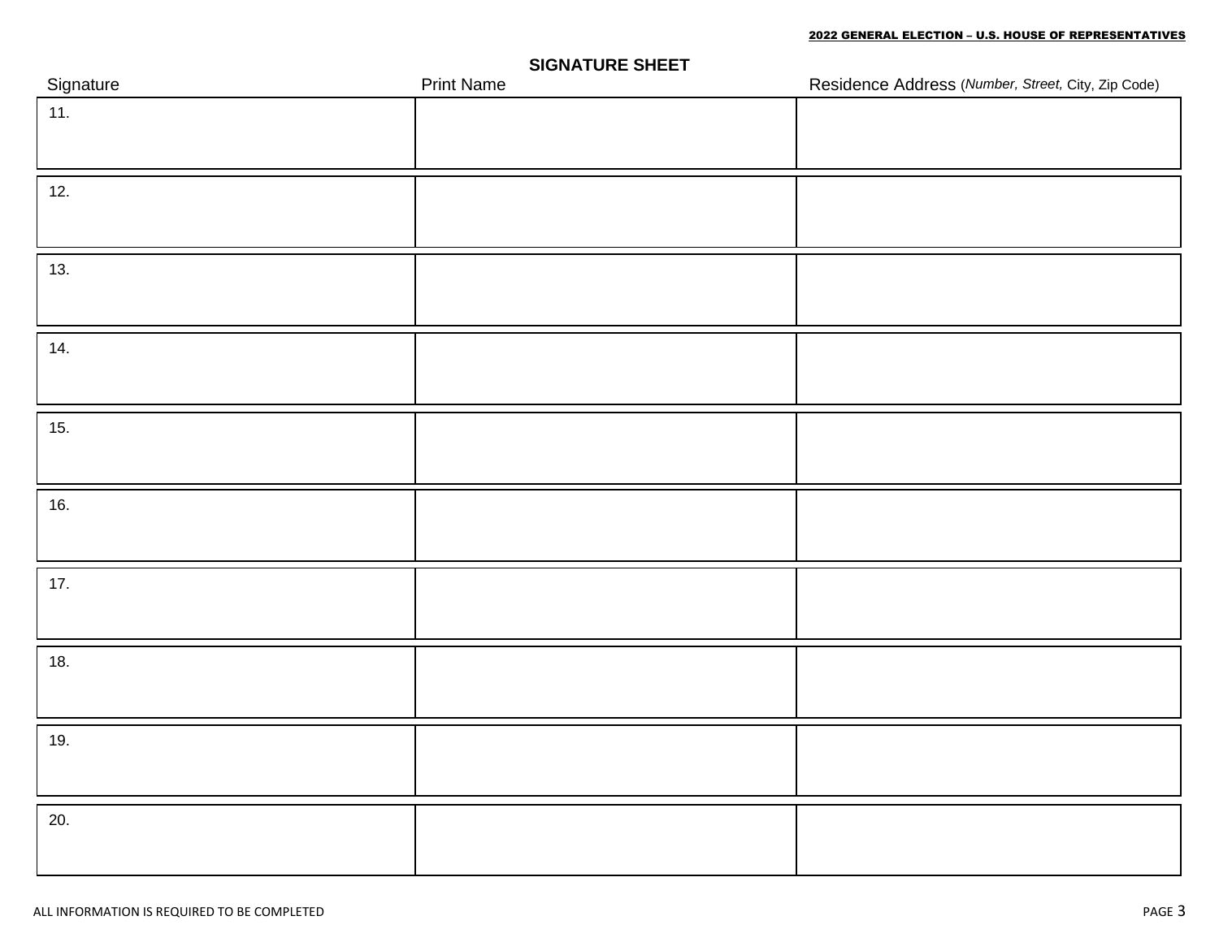## SIGNATURE SHEET

| Signature | Print Name | Residence Address (*Number, Street,* City, Zip Code) |
|---|---|---|
| 11. | | |
| 12. | | |
| 13. | | |
| 14. | | |
| 15. | | |
| 16. | | |
| 17. | | |
| 18. | | |
| 19. | | |
| 20. | | |

ALL INFORMATION IS REQUIRED TO BE COMPLETED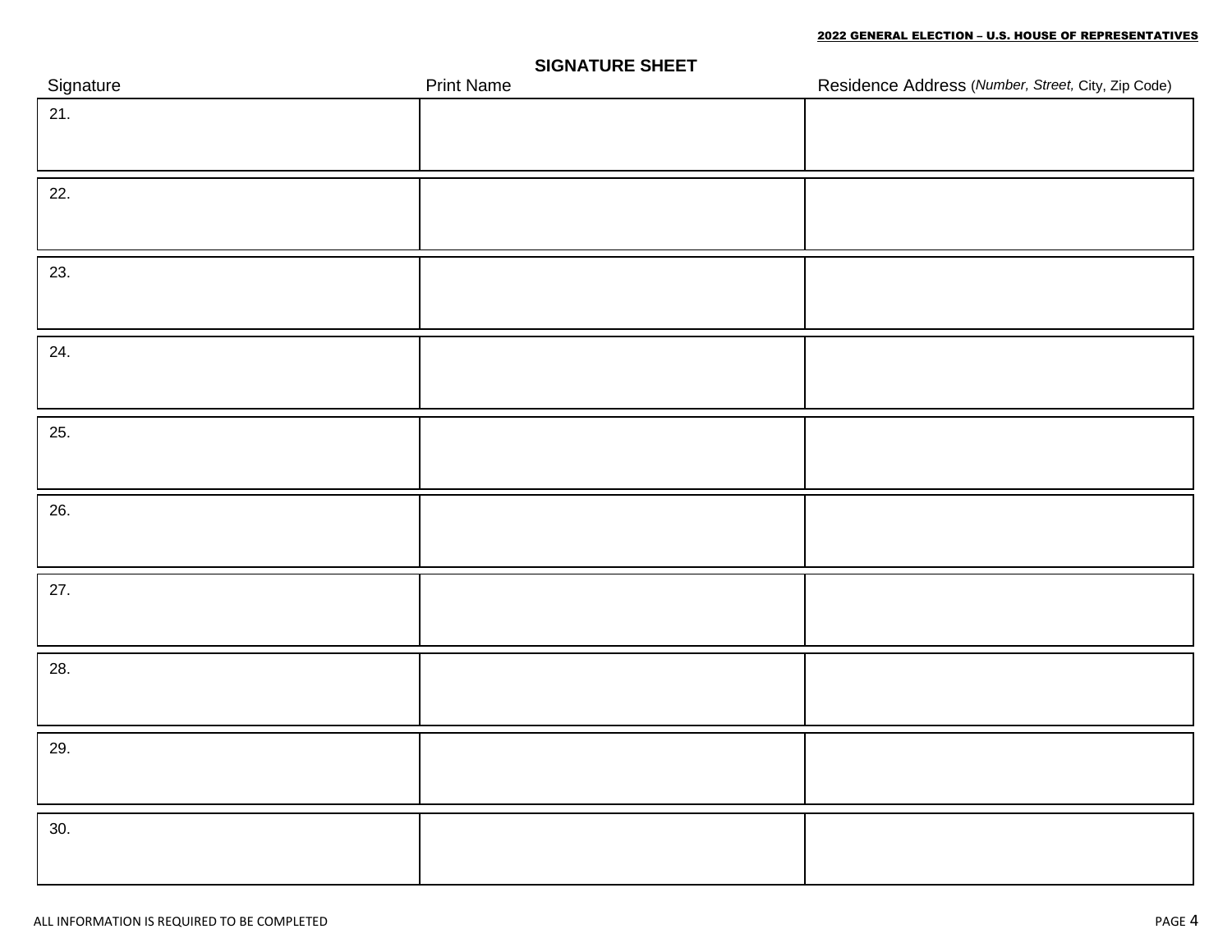## SIGNATURE SHEET

| Signature | Print Name | Residence Address (*Number, Street,* City, Zip Code) |
|---|---|---|
| 21. | | |
| 22. | | |
| 23. | | |
| 24. | | |
| 25. | | |
| 26. | | |
| 27. | | |
| 28. | | |
| 29. | | |
| 30. | | |

ALL INFORMATION IS REQUIRED TO BE COMPLETED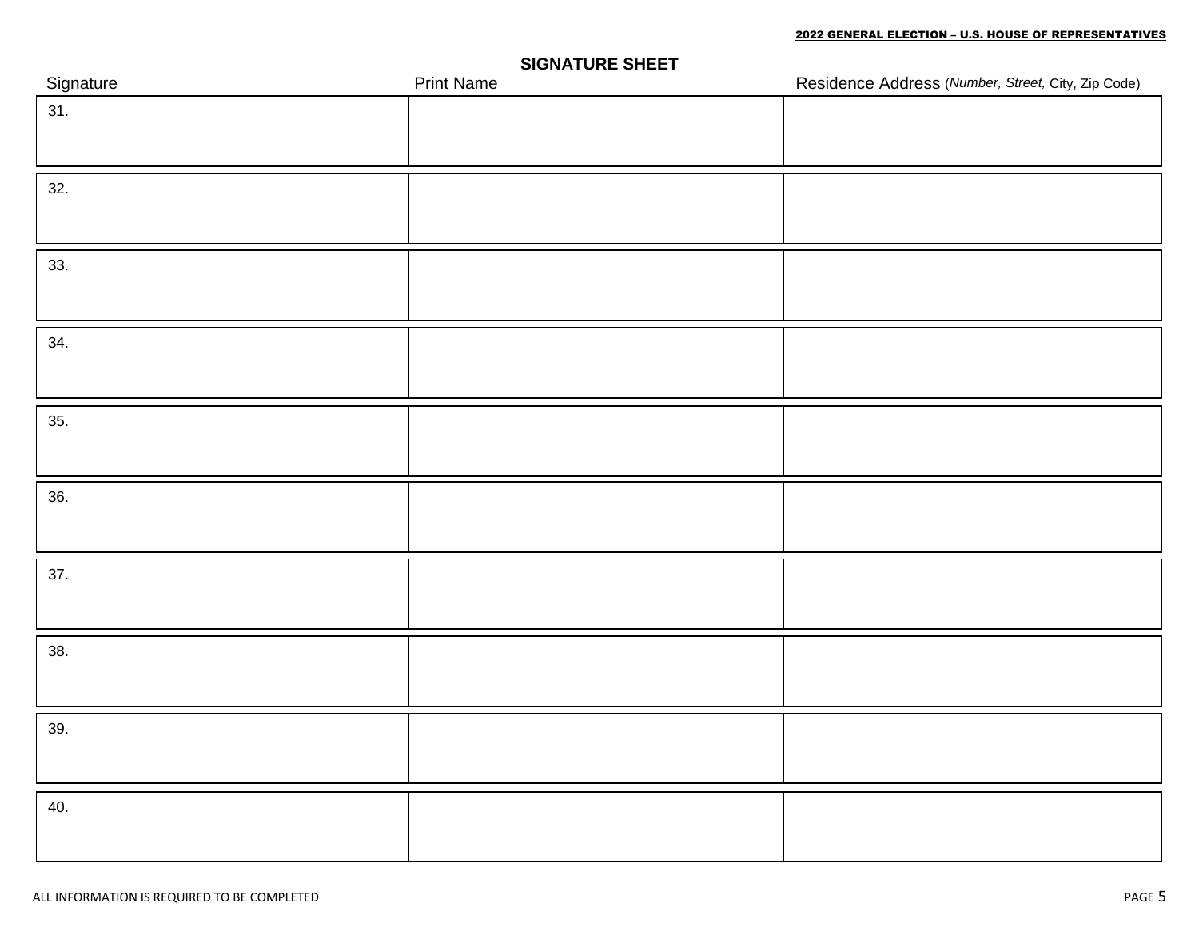## SIGNATURE SHEET

| Signature | Print Name | Residence Address (*Number, Street,* City, Zip Code) |
|---|---|---|
| 31. | | |
| 32. | | |
| 33. | | |
| 34. | | |
| 35. | | |
| 36. | | |
| 37. | | |
| 38. | | |
| 39. | | |
| 40. | | |

ALL INFORMATION IS REQUIRED TO BE COMPLETED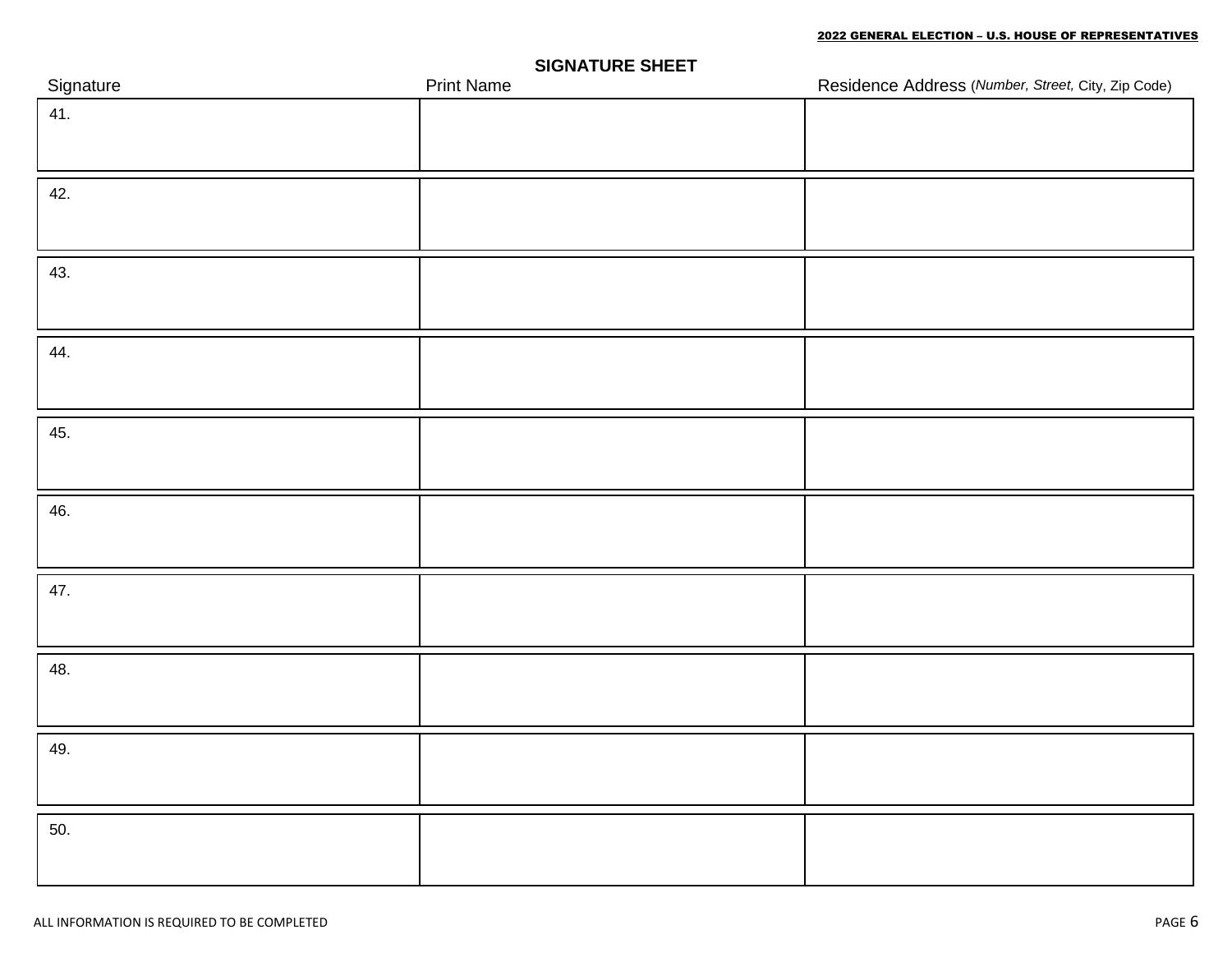## SIGNATURE SHEET

| Signature | Print Name | Residence Address (*Number, Street,* City, Zip Code) |
|---|---|---|
| 41. | | |
| 42. | | |
| 43. | | |
| 44. | | |
| 45. | | |
| 46. | | |
| 47. | | |
| 48. | | |
| 49. | | |
| 50. | | |

ALL INFORMATION IS REQUIRED TO BE COMPLETED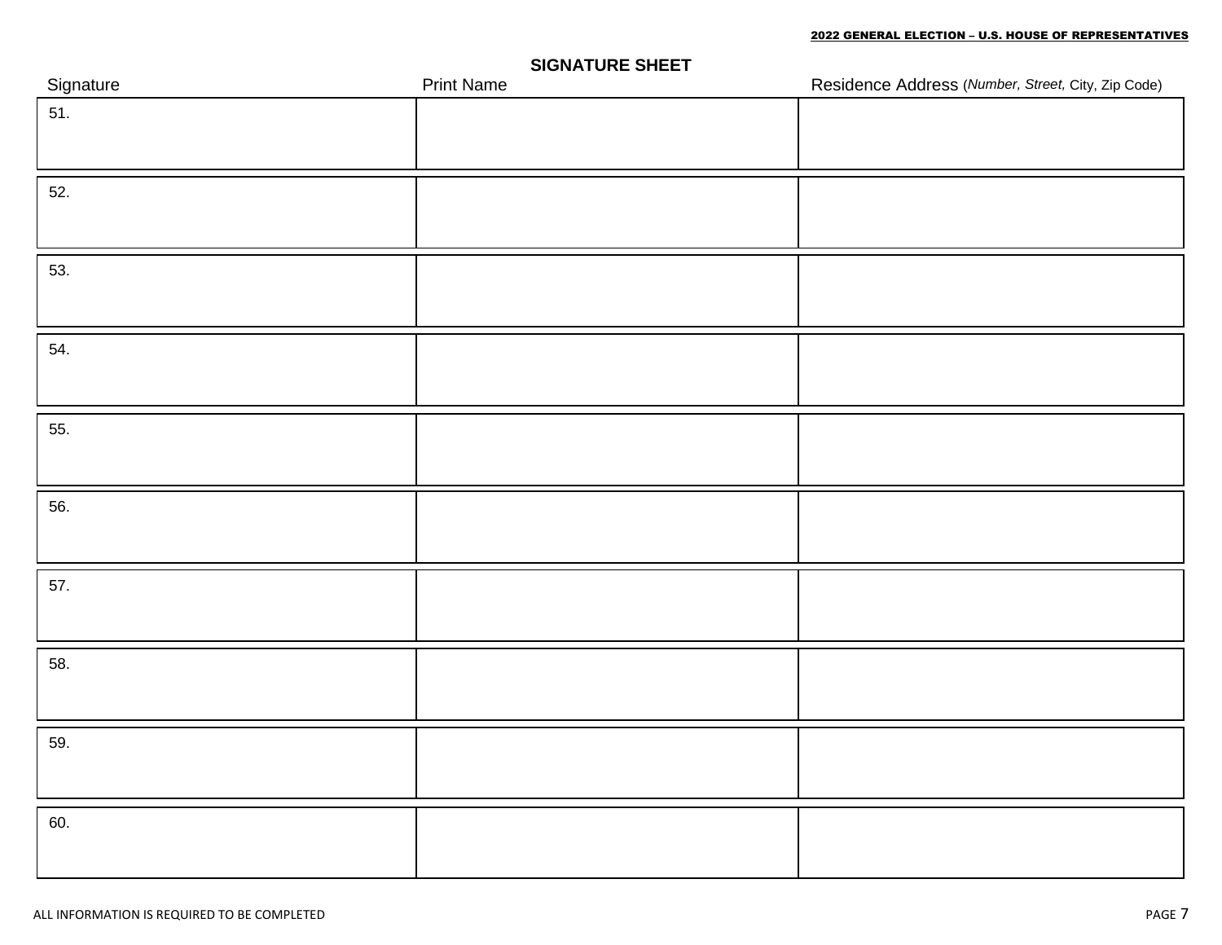## SIGNATURE SHEET

| Signature | Print Name | Residence Address (*Number, Street,* City, Zip Code) |
|---|---|---|
| 51. | | |
| 52. | | |
| 53. | | |
| 54. | | |
| 55. | | |
| 56. | | |
| 57. | | |
| 58. | | |
| 59. | | |
| 60. | | |

ALL INFORMATION IS REQUIRED TO BE COMPLETED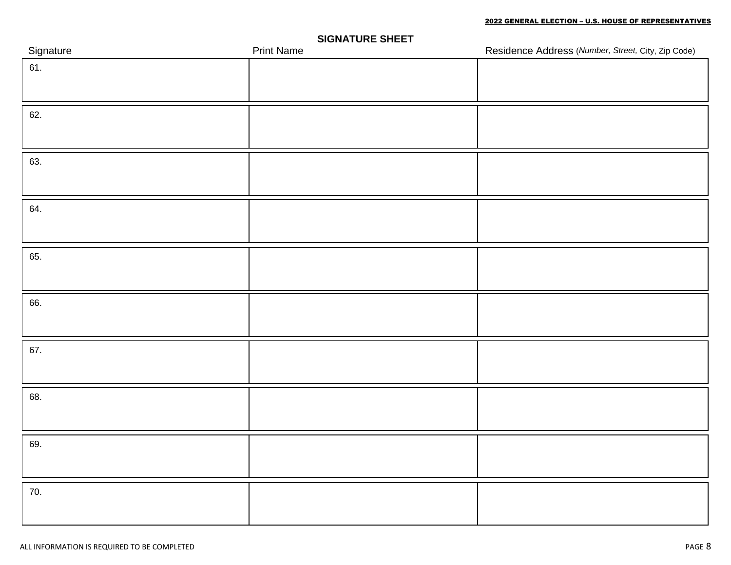## SIGNATURE SHEET

| Signature | Print Name | Residence Address (*Number, Street,* City, Zip Code) |
| --- | --- | --- |
| 61. | | |
| 62. | | |
| 63. | | |
| 64. | | |
| 65. | | |
| 66. | | |
| 67. | | |
| 68. | | |
| 69. | | |
| 70. | | |

ALL INFORMATION IS REQUIRED TO BE COMPLETED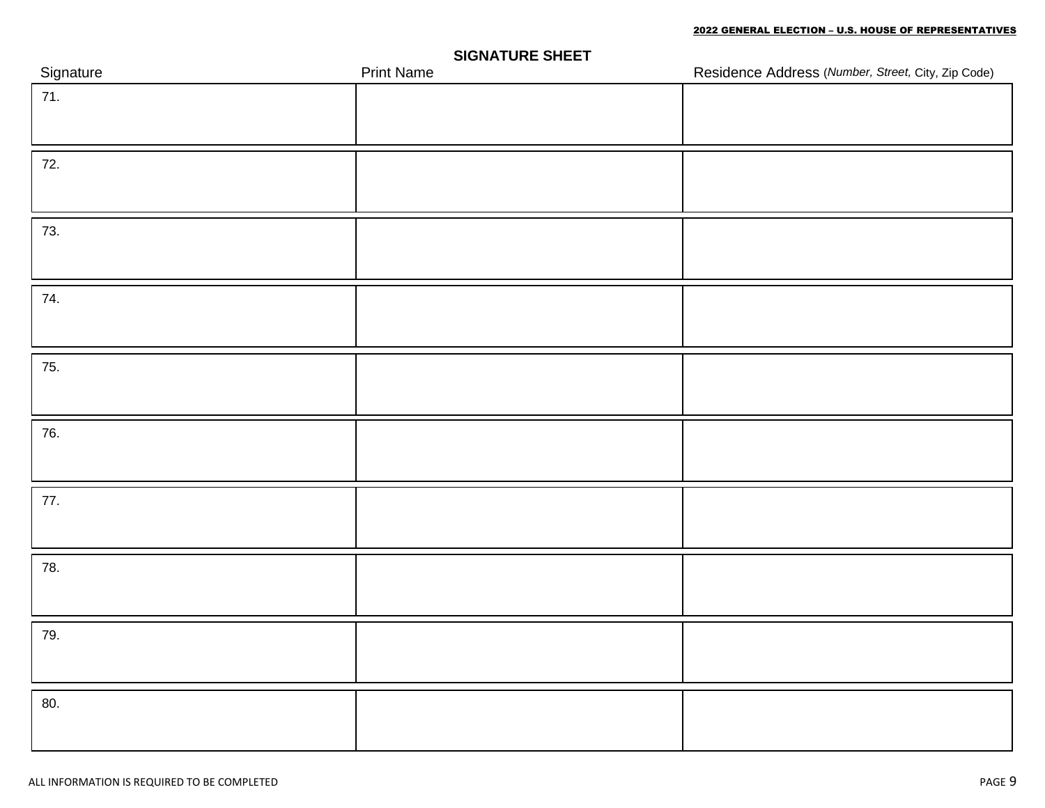## SIGNATURE SHEET

| Signature | Print Name | Residence Address (*Number, Street,* City, Zip Code) |
|---|---|---|
| 71. | | |
| 72. | | |
| 73. | | |
| 74. | | |
| 75. | | |
| 76. | | |
| 77. | | |
| 78. | | |
| 79. | | |
| 80. | | |

ALL INFORMATION IS REQUIRED TO BE COMPLETED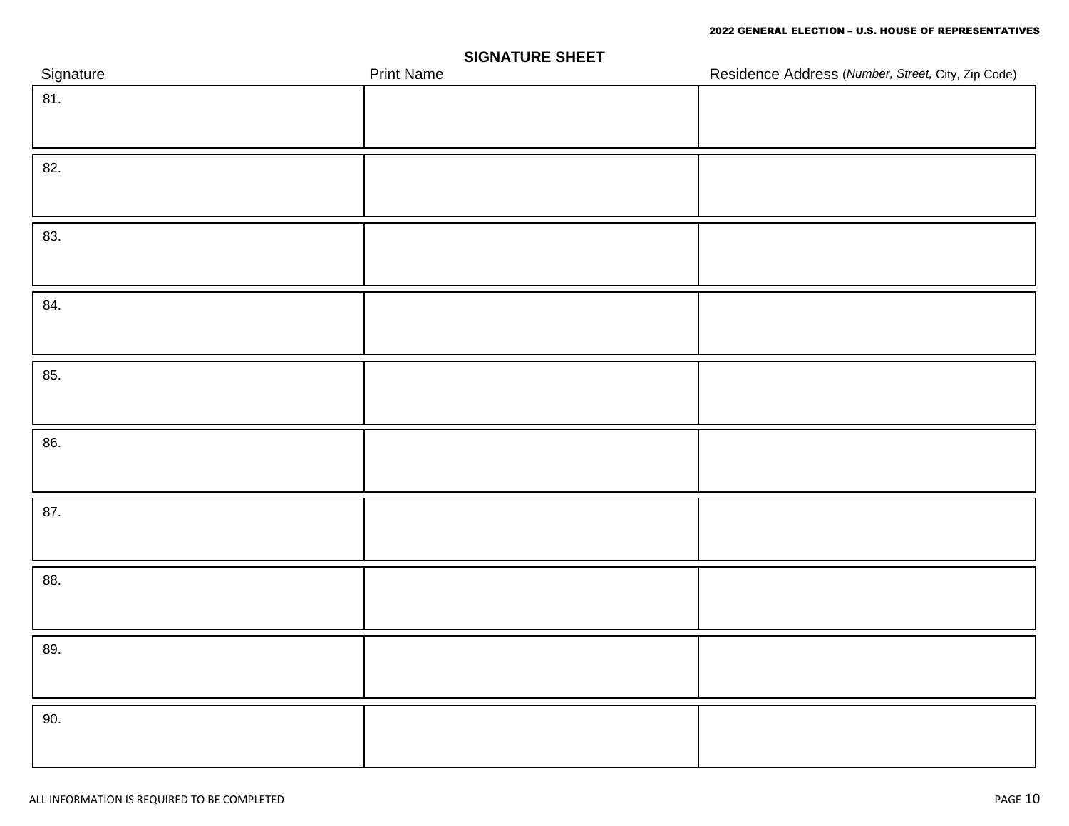## SIGNATURE SHEET

| Signature | Print Name | Residence Address (*Number, Street,* City, Zip Code) |
|---|---|---|
| 81. | | |
| 82. | | |
| 83. | | |
| 84. | | |
| 85. | | |
| 86. | | |
| 87. | | |
| 88. | | |
| 89. | | |
| 90. | | |

ALL INFORMATION IS REQUIRED TO BE COMPLETED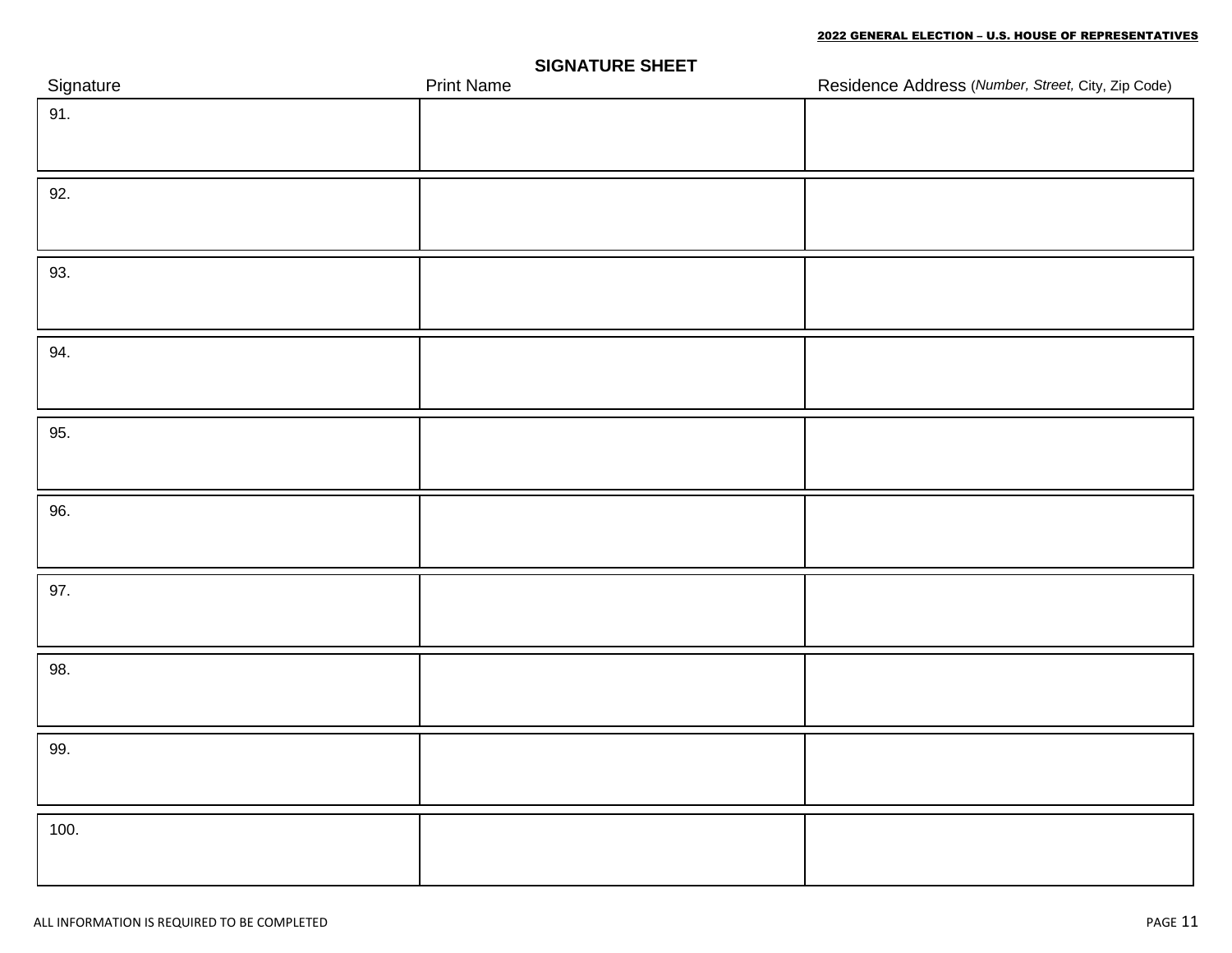## SIGNATURE SHEET

| Signature | Print Name | Residence Address (*Number, Street,* City, Zip Code) |
|---|---|---|
| 91. | | |
| 92. | | |
| 93. | | |
| 94. | | |
| 95. | | |
| 96. | | |
| 97. | | |
| 98. | | |
| 99. | | |
| 100. | | |

ALL INFORMATION IS REQUIRED TO BE COMPLETED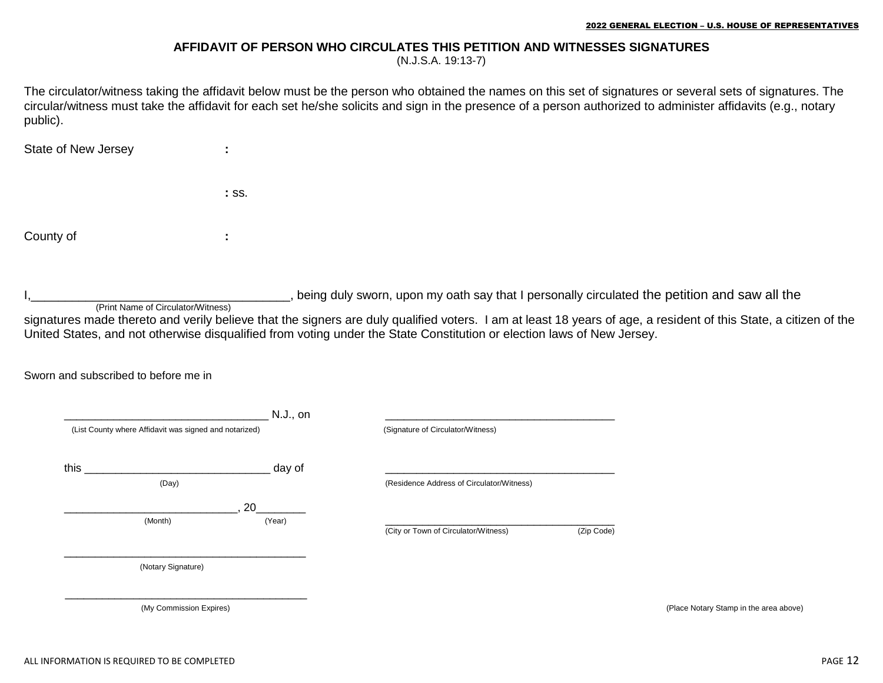2022 GENERAL ELECTION – U.S. HOUSE OF REPRESENTATIVES

## AFFIDAVIT OF PERSON WHO CIRCULATES THIS PETITION AND WITNESSES SIGNATURES

(N.J.S.A. 19:13-7)

The circulator/witness taking the affidavit below must be the person who obtained the names on this set of signatures or several sets of signatures. The circular/witness must take the affidavit for each set he/she solicits and sign in the presence of a person authorized to administer affidavits (e.g., notary public).

State of New Jersey :

: ss.

County of :

I,______________________________________, being duly sworn, upon my oath say that I personally circulated the petition and saw all the
(Print Name of Circulator/Witness)

signatures made thereto and verily believe that the signers are duly qualified voters. I am at least 18 years of age, a resident of this State, a citizen of the United States, and not otherwise disqualified from voting under the State Constitution or election laws of New Jersey.

Sworn and subscribed to before me in

_________________________________ N.J., on
(List County where Affidavit was signed and notarized)

this ______________________________ day of
(Day)

___________________________, 20________
(Month) (Year)

________________________________________
(Notary Signature)

________________________________________
(My Commission Expires)

______________________________________
(Signature of Circulator/Witness)

______________________________________
(Residence Address of Circulator/Witness)

______________________________________
(City or Town of Circulator/Witness) (Zip Code)

(Place Notary Stamp in the area above)

ALL INFORMATION IS REQUIRED TO BE COMPLETED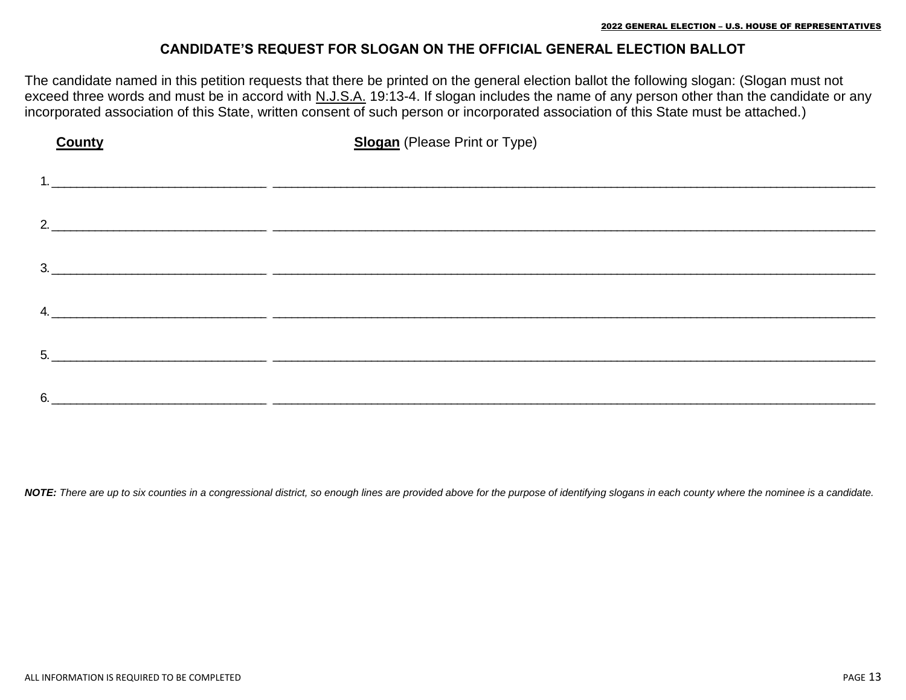## CANDIDATE'S REQUEST FOR SLOGAN ON THE OFFICIAL GENERAL ELECTION BALLOT

The candidate named in this petition requests that there be printed on the general election ballot the following slogan: (Slogan must not exceed three words and must be in accord with N.J.S.A. 19:13-4. If slogan includes the name of any person other than the candidate or any incorporated association of this State, written consent of such person or incorporated association of this State must be attached.)

| | **County** | **Slogan** (Please Print or Type) |
|---|---|---|
| 1. | ______________________________ | ______________________________________________________________________ |
| 2. | ______________________________ | ______________________________________________________________________ |
| 3. | ______________________________ | ______________________________________________________________________ |
| 4. | ______________________________ | ______________________________________________________________________ |
| 5. | ______________________________ | ______________________________________________________________________ |
| 6. | ______________________________ | ______________________________________________________________________ |

***NOTE:*** *There are up to six counties in a congressional district, so enough lines are provided above for the purpose of identifying slogans in each county where the nominee is a candidate.*

ALL INFORMATION IS REQUIRED TO BE COMPLETED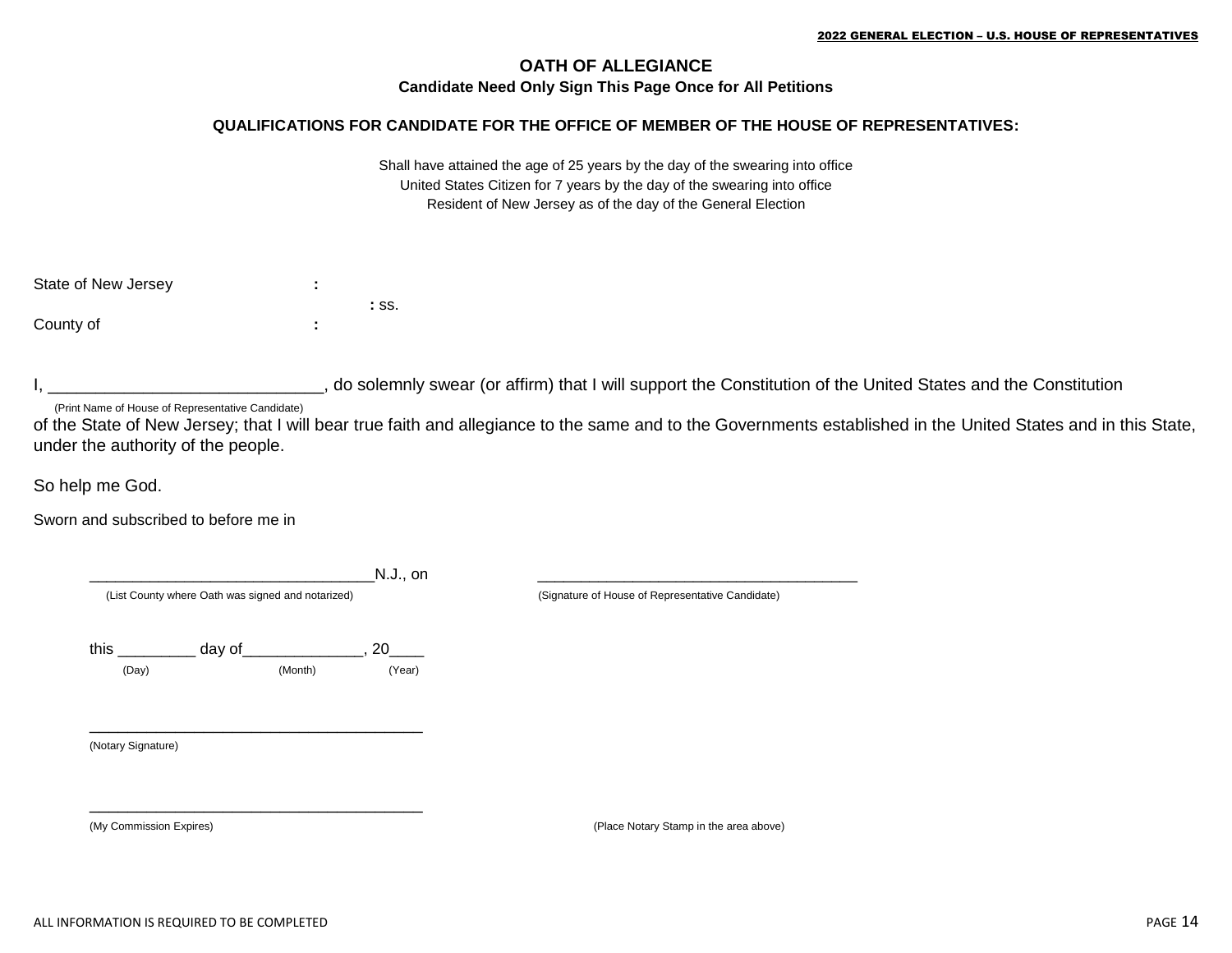**2022 GENERAL ELECTION – U.S. HOUSE OF REPRESENTATIVES**

# OATH OF ALLEGIANCE

**Candidate Need Only Sign This Page Once for All Petitions**

**QUALIFICATIONS FOR CANDIDATE FOR THE OFFICE OF MEMBER OF THE HOUSE OF REPRESENTATIVES:**

Shall have attained the age of 25 years by the day of the swearing into office
United States Citizen for 7 years by the day of the swearing into office
Resident of New Jersey as of the day of the General Election

State of New Jersey :
: ss.
County of :

I, ____________________________, do solemnly swear (or affirm) that I will support the Constitution of the United States and the Constitution
(Print Name of House of Representative Candidate)
of the State of New Jersey; that I will bear true faith and allegiance to the same and to the Governments established in the United States and in this State, under the authority of the people.

So help me God.

Sworn and subscribed to before me in

________________________________N.J., on
(List County where Oath was signed and notarized)

______________________________________
(Signature of House of Representative Candidate)

this _________ day of______________, 20____
(Day) (Month) (Year)

______________________________________
(Notary Signature)

______________________________________
(My Commission Expires)

(Place Notary Stamp in the area above)

ALL INFORMATION IS REQUIRED TO BE COMPLETED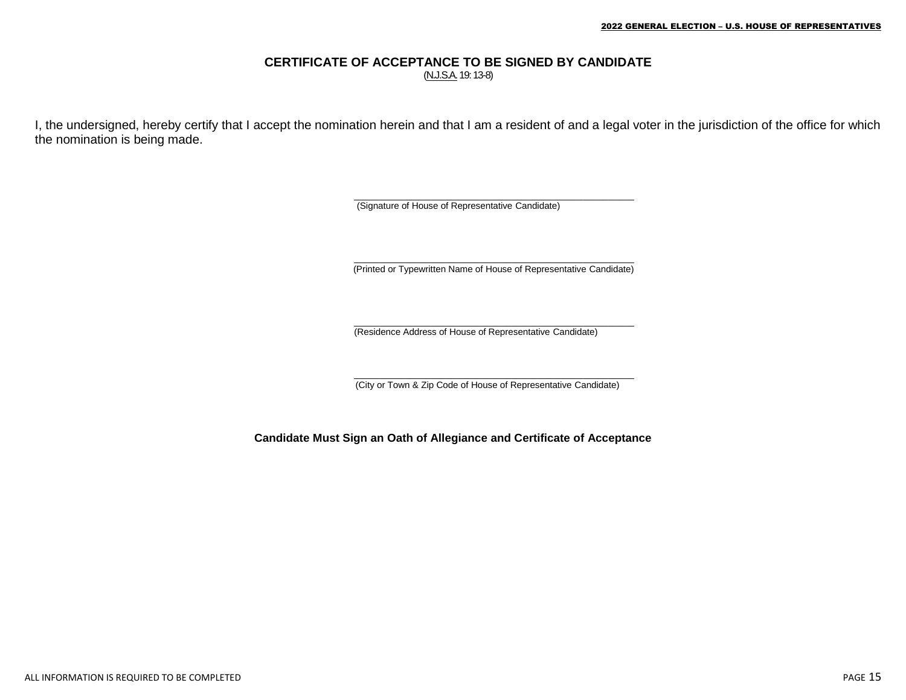## CERTIFICATE OF ACCEPTANCE TO BE SIGNED BY CANDIDATE

(N.J.S.A. 19:13-8)

I, the undersigned, hereby certify that I accept the nomination herein and that I am a resident of and a legal voter in the jurisdiction of the office for which the nomination is being made.

\_\_\_\_\_\_\_\_\_\_\_\_\_\_\_\_\_\_\_\_\_\_\_\_\_\_\_\_\_\_\_\_\_\_\_\_\_\_\_\_
(Signature of House of Representative Candidate)

\_\_\_\_\_\_\_\_\_\_\_\_\_\_\_\_\_\_\_\_\_\_\_\_\_\_\_\_\_\_\_\_\_\_\_\_\_\_\_\_
(Printed or Typewritten Name of House of Representative Candidate)

\_\_\_\_\_\_\_\_\_\_\_\_\_\_\_\_\_\_\_\_\_\_\_\_\_\_\_\_\_\_\_\_\_\_\_\_\_\_\_\_
(Residence Address of House of Representative Candidate)

\_\_\_\_\_\_\_\_\_\_\_\_\_\_\_\_\_\_\_\_\_\_\_\_\_\_\_\_\_\_\_\_\_\_\_\_\_\_\_\_
(City or Town & Zip Code of House of Representative Candidate)

**Candidate Must Sign an Oath of Allegiance and Certificate of Acceptance**